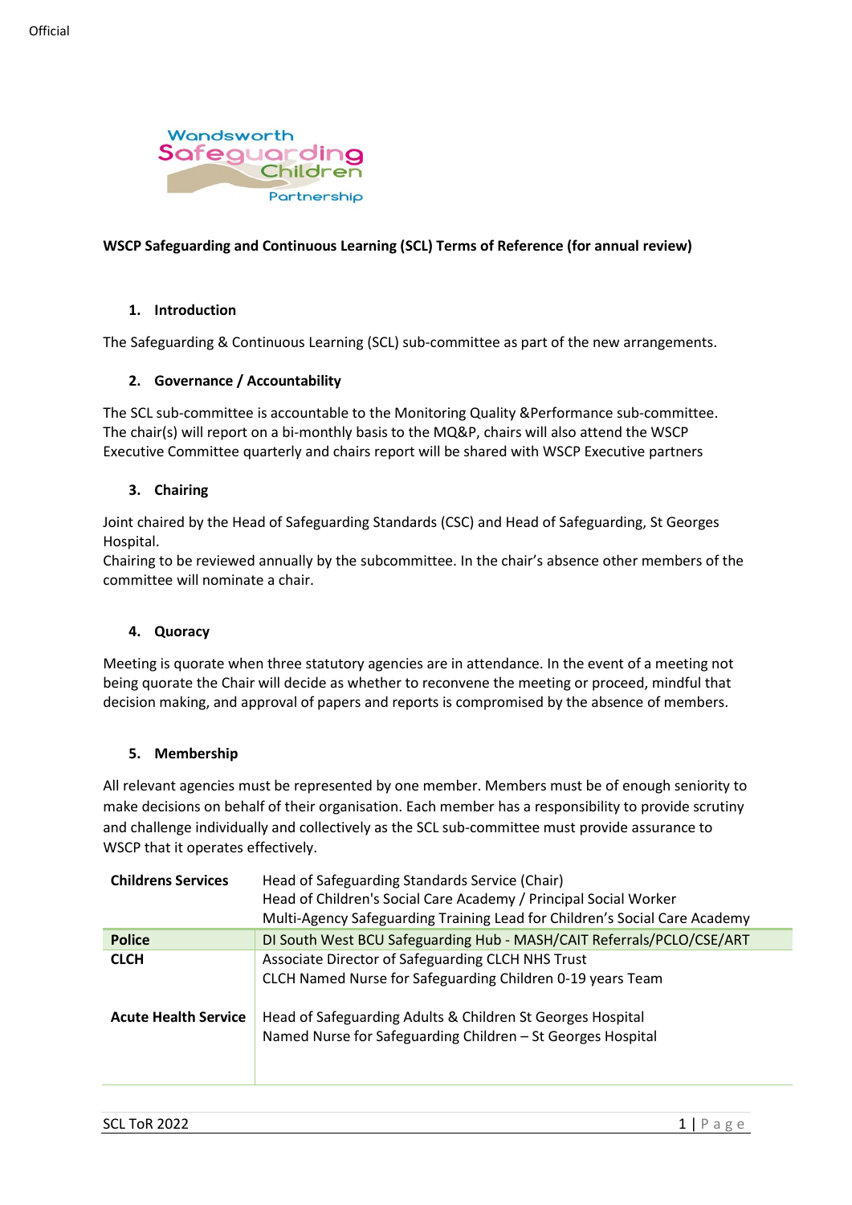Official

Wandsworth Safeguarding Children Partnership

**WSCP Safeguarding and Continuous Learning (SCL) Terms of Reference (for annual review)**

## 1. Introduction

The Safeguarding & Continuous Learning (SCL) sub-committee as part of the new arrangements.

## 2. Governance / Accountability

The SCL sub-committee is accountable to the Monitoring Quality &Performance sub-committee. The chair(s) will report on a bi-monthly basis to the MQ&P, chairs will also attend the WSCP Executive Committee quarterly and chairs report will be shared with WSCP Executive partners

## 3. Chairing

Joint chaired by the Head of Safeguarding Standards (CSC) and Head of Safeguarding, St Georges Hospital.
Chairing to be reviewed annually by the subcommittee. In the chair's absence other members of the committee will nominate a chair.

## 4. Quoracy

Meeting is quorate when three statutory agencies are in attendance. In the event of a meeting not being quorate the Chair will decide as whether to reconvene the meeting or proceed, mindful that decision making, and approval of papers and reports is compromised by the absence of members.

## 5. Membership

All relevant agencies must be represented by one member. Members must be of enough seniority to make decisions on behalf of their organisation. Each member has a responsibility to provide scrutiny and challenge individually and collectively as the SCL sub-committee must provide assurance to WSCP that it operates effectively.

| | |
|---|---|
| **Childrens Services** | Head of Safeguarding Standards Service (Chair)<br>Head of Children's Social Care Academy / Principal Social Worker<br>Multi-Agency Safeguarding Training Lead for Children's Social Care Academy |
| **Police** | DI South West BCU Safeguarding Hub - MASH/CAIT Referrals/PCLO/CSE/ART |
| **CLCH** | Associate Director of Safeguarding CLCH NHS Trust<br>CLCH Named Nurse for Safeguarding Children 0-19 years Team |
| **Acute Health Service** | Head of Safeguarding Adults & Children St Georges Hospital<br>Named Nurse for Safeguarding Children – St Georges Hospital |

SCL ToR 2022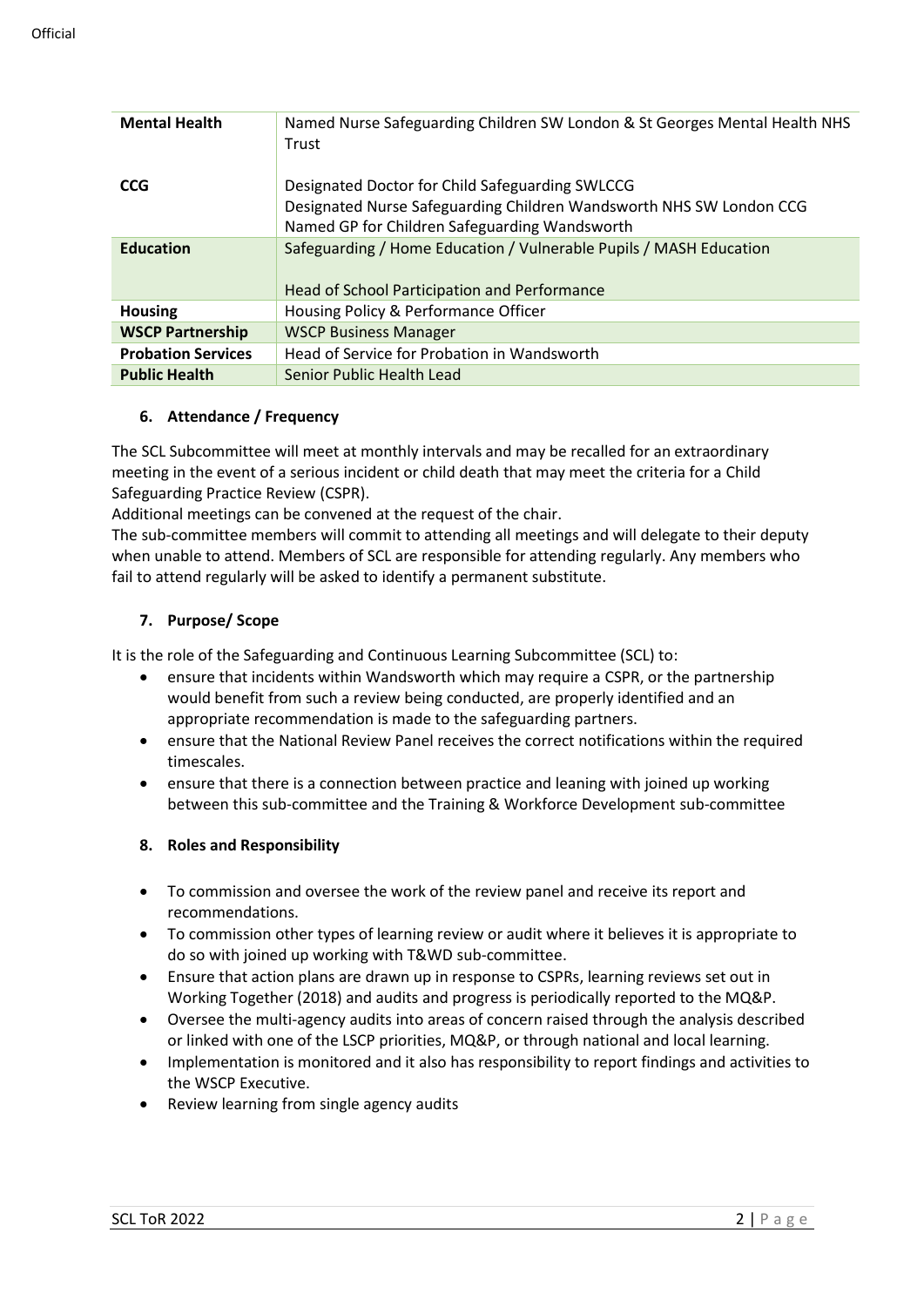| | |
|---|---|
| **Mental Health** | Named Nurse Safeguarding Children SW London & St Georges Mental Health NHS Trust |
| **CCG** | Designated Doctor for Child Safeguarding SWLCCG<br>Designated Nurse Safeguarding Children Wandsworth NHS SW London CCG<br>Named GP for Children Safeguarding Wandsworth |
| **Education** | Safeguarding / Home Education / Vulnerable Pupils / MASH Education<br><br>Head of School Participation and Performance |
| **Housing** | Housing Policy & Performance Officer |
| **WSCP Partnership** | WSCP Business Manager |
| **Probation Services** | Head of Service for Probation in Wandsworth |
| **Public Health** | Senior Public Health Lead |

### 6. Attendance / Frequency

The SCL Subcommittee will meet at monthly intervals and may be recalled for an extraordinary meeting in the event of a serious incident or child death that may meet the criteria for a Child Safeguarding Practice Review (CSPR).

Additional meetings can be convened at the request of the chair.

The sub-committee members will commit to attending all meetings and will delegate to their deputy when unable to attend. Members of SCL are responsible for attending regularly. Any members who fail to attend regularly will be asked to identify a permanent substitute.

### 7. Purpose/ Scope

It is the role of the Safeguarding and Continuous Learning Subcommittee (SCL) to:

- ensure that incidents within Wandsworth which may require a CSPR, or the partnership would benefit from such a review being conducted, are properly identified and an appropriate recommendation is made to the safeguarding partners.
- ensure that the National Review Panel receives the correct notifications within the required timescales.
- ensure that there is a connection between practice and leaning with joined up working between this sub-committee and the Training & Workforce Development sub-committee

### 8. Roles and Responsibility

- To commission and oversee the work of the review panel and receive its report and recommendations.
- To commission other types of learning review or audit where it believes it is appropriate to do so with joined up working with T&WD sub-committee.
- Ensure that action plans are drawn up in response to CSPRs, learning reviews set out in Working Together (2018) and audits and progress is periodically reported to the MQ&P.
- Oversee the multi-agency audits into areas of concern raised through the analysis described or linked with one of the LSCP priorities, MQ&P, or through national and local learning.
- Implementation is monitored and it also has responsibility to report findings and activities to the WSCP Executive.
- Review learning from single agency audits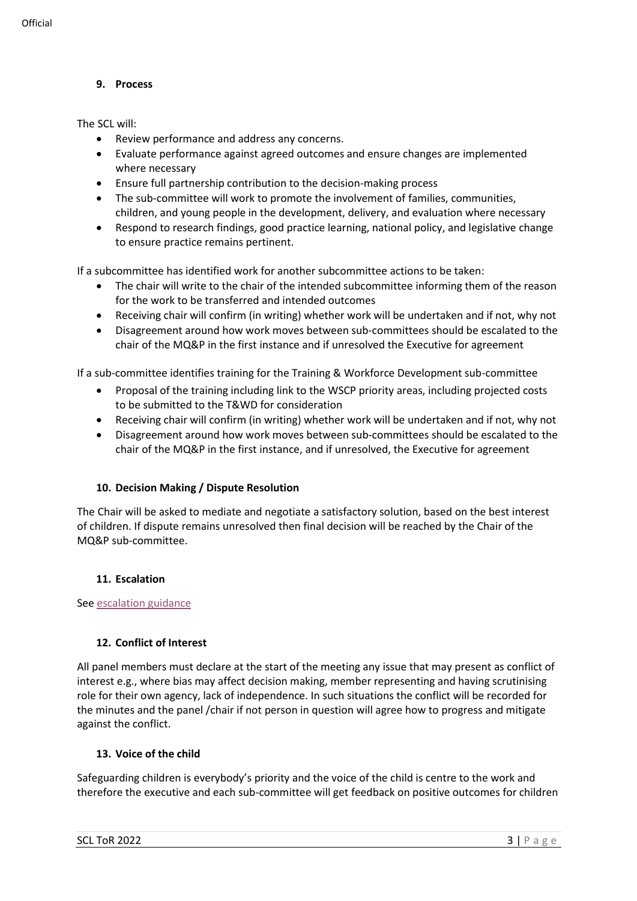## 9. Process

The SCL will:

- Review performance and address any concerns.
- Evaluate performance against agreed outcomes and ensure changes are implemented where necessary
- Ensure full partnership contribution to the decision-making process
- The sub-committee will work to promote the involvement of families, communities, children, and young people in the development, delivery, and evaluation where necessary
- Respond to research findings, good practice learning, national policy, and legislative change to ensure practice remains pertinent.

If a subcommittee has identified work for another subcommittee actions to be taken:

- The chair will write to the chair of the intended subcommittee informing them of the reason for the work to be transferred and intended outcomes
- Receiving chair will confirm (in writing) whether work will be undertaken and if not, why not
- Disagreement around how work moves between sub-committees should be escalated to the chair of the MQ&P in the first instance and if unresolved the Executive for agreement

If a sub-committee identifies training for the Training & Workforce Development sub-committee

- Proposal of the training including link to the WSCP priority areas, including projected costs to be submitted to the T&WD for consideration
- Receiving chair will confirm (in writing) whether work will be undertaken and if not, why not
- Disagreement around how work moves between sub-committees should be escalated to the chair of the MQ&P in the first instance, and if unresolved, the Executive for agreement

## 10. Decision Making / Dispute Resolution

The Chair will be asked to mediate and negotiate a satisfactory solution, based on the best interest of children. If dispute remains unresolved then final decision will be reached by the Chair of the MQ&P sub-committee.

## 11. Escalation

See escalation guidance

## 12. Conflict of Interest

All panel members must declare at the start of the meeting any issue that may present as conflict of interest e.g., where bias may affect decision making, member representing and having scrutinising role for their own agency, lack of independence. In such situations the conflict will be recorded for the minutes and the panel /chair if not person in question will agree how to progress and mitigate against the conflict.

## 13. Voice of the child

Safeguarding children is everybody's priority and the voice of the child is centre to the work and therefore the executive and each sub-committee will get feedback on positive outcomes for children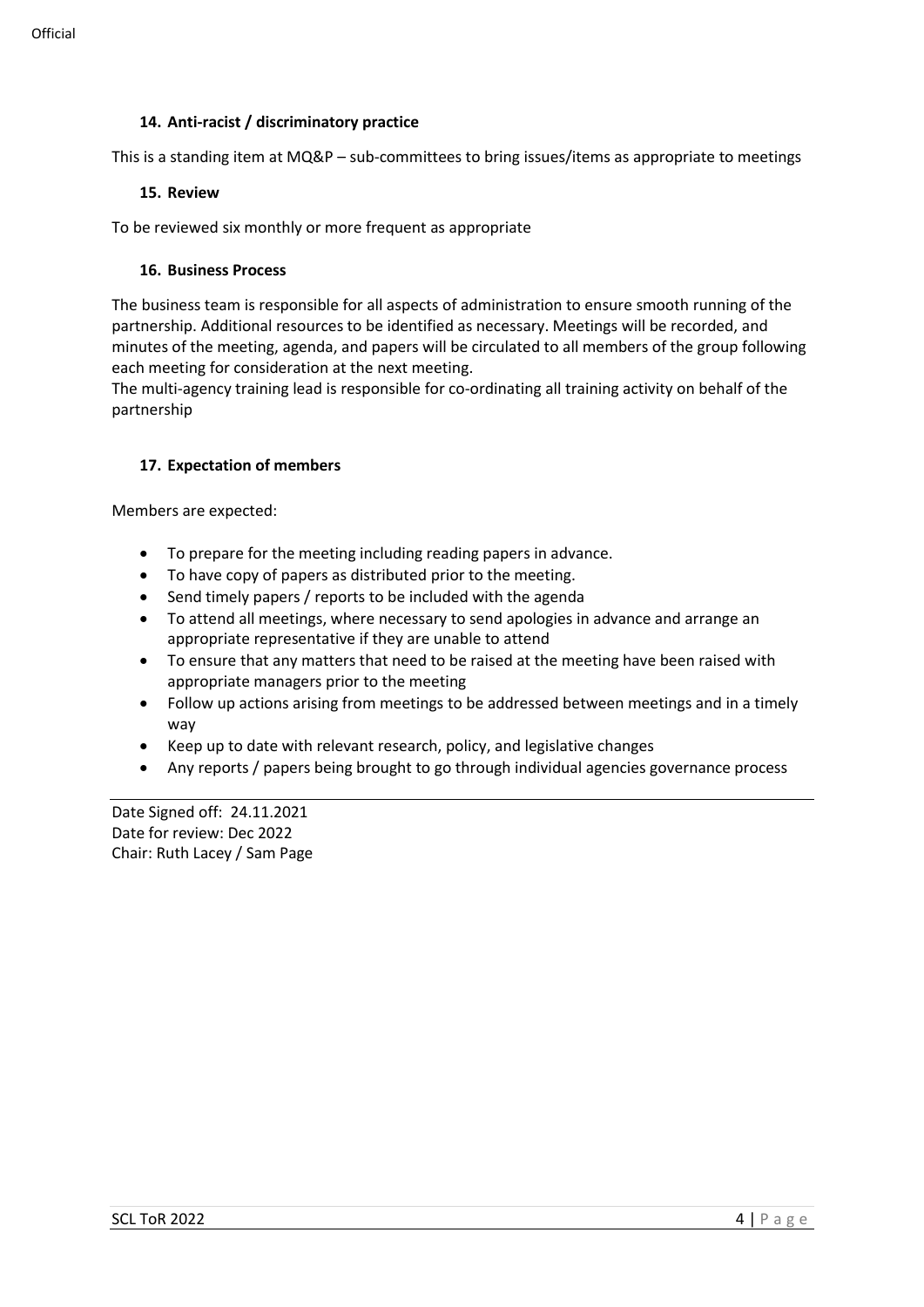### 14. Anti-racist / discriminatory practice

This is a standing item at MQ&P – sub-committees to bring issues/items as appropriate to meetings

### 15. Review

To be reviewed six monthly or more frequent as appropriate

### 16. Business Process

The business team is responsible for all aspects of administration to ensure smooth running of the partnership. Additional resources to be identified as necessary. Meetings will be recorded, and minutes of the meeting, agenda, and papers will be circulated to all members of the group following each meeting for consideration at the next meeting.
The multi-agency training lead is responsible for co-ordinating all training activity on behalf of the partnership

### 17. Expectation of members

Members are expected:

- To prepare for the meeting including reading papers in advance.
- To have copy of papers as distributed prior to the meeting.
- Send timely papers / reports to be included with the agenda
- To attend all meetings, where necessary to send apologies in advance and arrange an appropriate representative if they are unable to attend
- To ensure that any matters that need to be raised at the meeting have been raised with appropriate managers prior to the meeting
- Follow up actions arising from meetings to be addressed between meetings and in a timely way
- Keep up to date with relevant research, policy, and legislative changes
- Any reports / papers being brought to go through individual agencies governance process

Date Signed off: 24.11.2021
Date for review: Dec 2022
Chair: Ruth Lacey / Sam Page